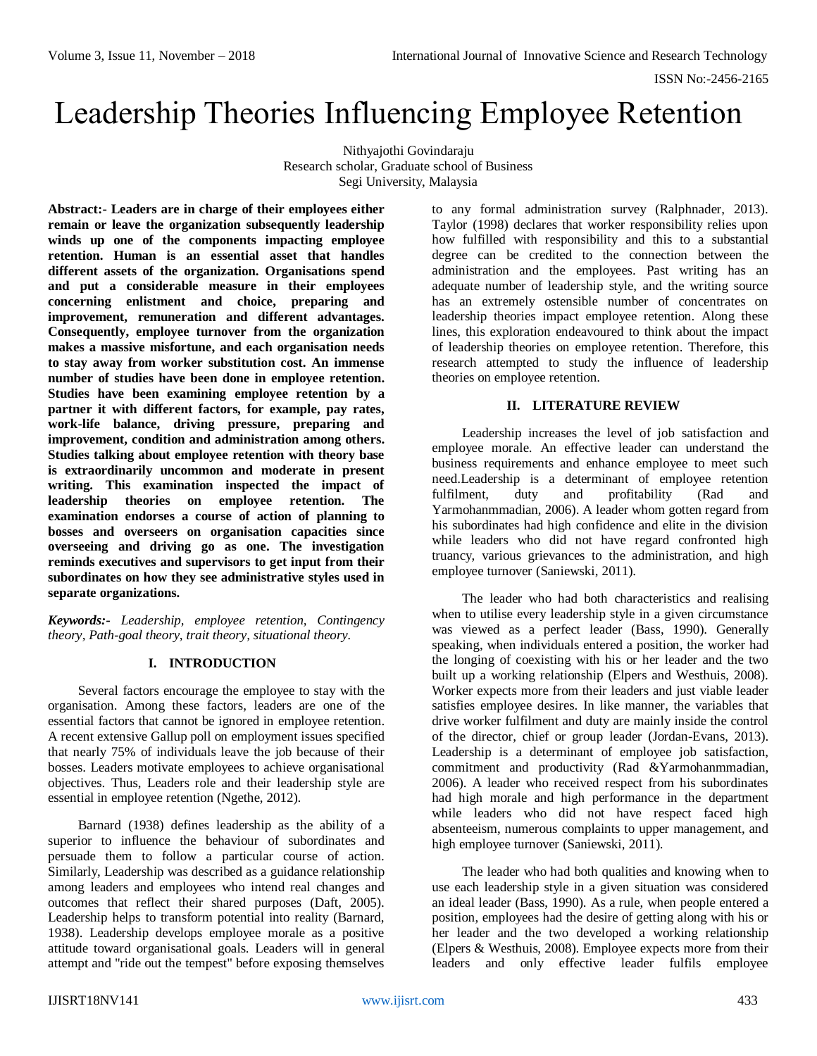# Leadership Theories Influencing Employee Retention

Nithyajothi Govindaraju
Research scholar, Graduate school of Business
Segi University, Malaysia

**Abstract:- Leaders are in charge of their employees either remain or leave the organization subsequently leadership winds up one of the components impacting employee retention. Human is an essential asset that handles different assets of the organization. Organisations spend and put a considerable measure in their employees concerning enlistment and choice, preparing and improvement, remuneration and different advantages. Consequently, employee turnover from the organization makes a massive misfortune, and each organisation needs to stay away from worker substitution cost. An immense number of studies have been done in employee retention. Studies have been examining employee retention by a partner it with different factors, for example, pay rates, work-life balance, driving pressure, preparing and improvement, condition and administration among others. Studies talking about employee retention with theory base is extraordinarily uncommon and moderate in present writing. This examination inspected the impact of leadership theories on employee retention. The examination endorses a course of action of planning to bosses and overseers on organisation capacities since overseeing and driving go as one. The investigation reminds executives and supervisors to get input from their subordinates on how they see administrative styles used in separate organizations.**

***Keywords:-*** *Leadership, employee retention, Contingency theory, Path-goal theory, trait theory, situational theory.*

## I. INTRODUCTION

Several factors encourage the employee to stay with the organisation. Among these factors, leaders are one of the essential factors that cannot be ignored in employee retention. A recent extensive Gallup poll on employment issues specified that nearly 75% of individuals leave the job because of their bosses. Leaders motivate employees to achieve organisational objectives. Thus, Leaders role and their leadership style are essential in employee retention (Ngethe, 2012).

Barnard (1938) defines leadership as the ability of a superior to influence the behaviour of subordinates and persuade them to follow a particular course of action. Similarly, Leadership was described as a guidance relationship among leaders and employees who intend real changes and outcomes that reflect their shared purposes (Daft, 2005). Leadership helps to transform potential into reality (Barnard, 1938). Leadership develops employee morale as a positive attitude toward organisational goals. Leaders will in general attempt and "ride out the tempest" before exposing themselves to any formal administration survey (Ralphnader, 2013). Taylor (1998) declares that worker responsibility relies upon how fulfilled with responsibility and this to a substantial degree can be credited to the connection between the administration and the employees. Past writing has an adequate number of leadership style, and the writing source has an extremely ostensible number of concentrates on leadership theories impact employee retention. Along these lines, this exploration endeavoured to think about the impact of leadership theories on employee retention. Therefore, this research attempted to study the influence of leadership theories on employee retention.

## II. LITERATURE REVIEW

Leadership increases the level of job satisfaction and employee morale. An effective leader can understand the business requirements and enhance employee to meet such need.Leadership is a determinant of employee retention fulfilment, duty and profitability (Rad and Yarmohanmmadian, 2006). A leader whom gotten regard from his subordinates had high confidence and elite in the division while leaders who did not have regard confronted high truancy, various grievances to the administration, and high employee turnover (Saniewski, 2011).

The leader who had both characteristics and realising when to utilise every leadership style in a given circumstance was viewed as a perfect leader (Bass, 1990). Generally speaking, when individuals entered a position, the worker had the longing of coexisting with his or her leader and the two built up a working relationship (Elpers and Westhuis, 2008). Worker expects more from their leaders and just viable leader satisfies employee desires. In like manner, the variables that drive worker fulfilment and duty are mainly inside the control of the director, chief or group leader (Jordan-Evans, 2013). Leadership is a determinant of employee job satisfaction, commitment and productivity (Rad &Yarmohanmmadian, 2006). A leader who received respect from his subordinates had high morale and high performance in the department while leaders who did not have respect faced high absenteeism, numerous complaints to upper management, and high employee turnover (Saniewski, 2011).

The leader who had both qualities and knowing when to use each leadership style in a given situation was considered an ideal leader (Bass, 1990). As a rule, when people entered a position, employees had the desire of getting along with his or her leader and the two developed a working relationship (Elpers & Westhuis, 2008). Employee expects more from their leaders and only effective leader fulfils employee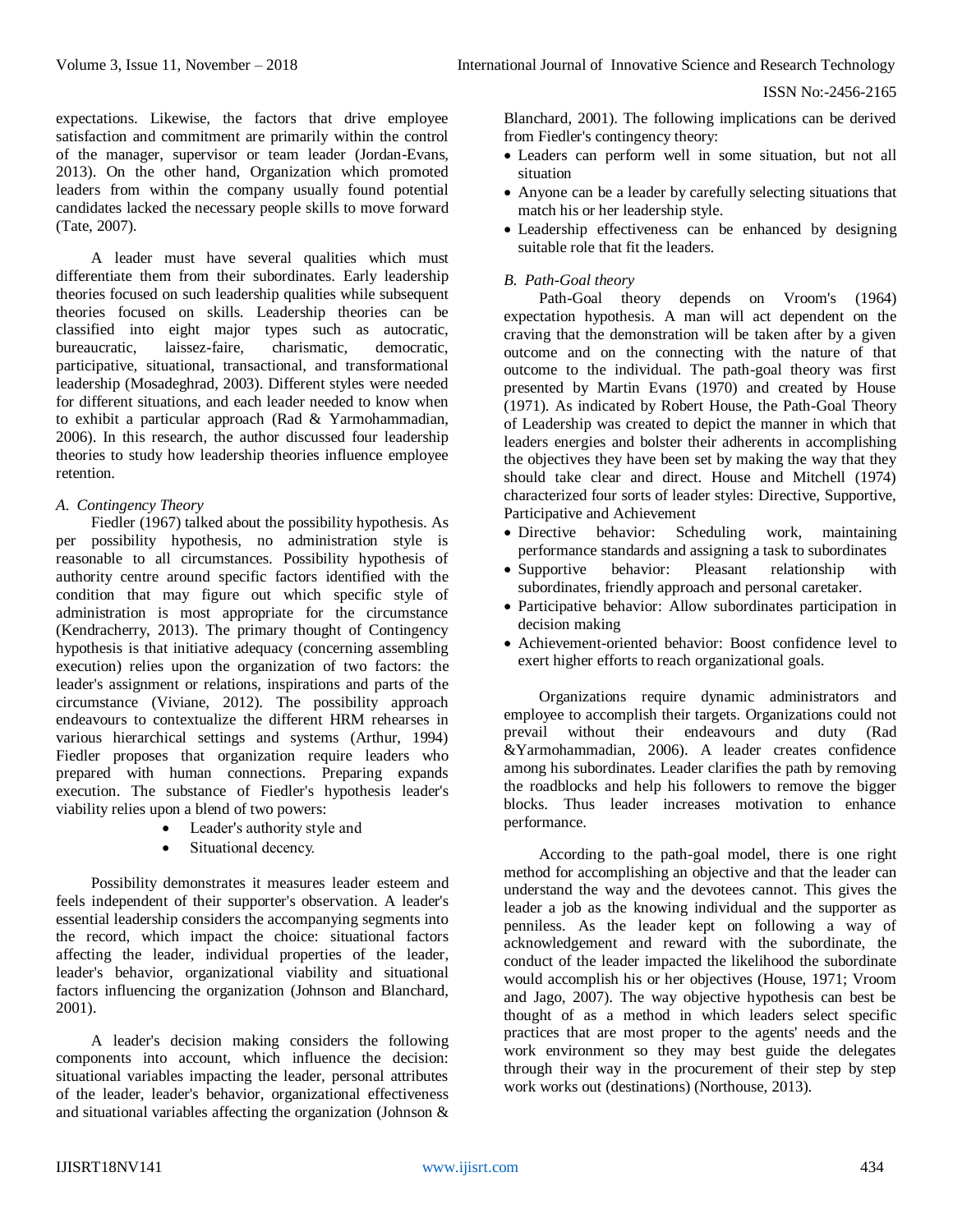expectations. Likewise, the factors that drive employee satisfaction and commitment are primarily within the control of the manager, supervisor or team leader (Jordan-Evans, 2013). On the other hand, Organization which promoted leaders from within the company usually found potential candidates lacked the necessary people skills to move forward (Tate, 2007).

A leader must have several qualities which must differentiate them from their subordinates. Early leadership theories focused on such leadership qualities while subsequent theories focused on skills. Leadership theories can be classified into eight major types such as autocratic, bureaucratic, laissez-faire, charismatic, democratic, participative, situational, transactional, and transformational leadership (Mosadeghrad, 2003). Different styles were needed for different situations, and each leader needed to know when to exhibit a particular approach (Rad & Yarmohammadian, 2006). In this research, the author discussed four leadership theories to study how leadership theories influence employee retention.

### *A. Contingency Theory*

Fiedler (1967) talked about the possibility hypothesis. As per possibility hypothesis, no administration style is reasonable to all circumstances. Possibility hypothesis of authority centre around specific factors identified with the condition that may figure out which specific style of administration is most appropriate for the circumstance (Kendracherry, 2013). The primary thought of Contingency hypothesis is that initiative adequacy (concerning assembling execution) relies upon the organization of two factors: the leader's assignment or relations, inspirations and parts of the circumstance (Viviane, 2012). The possibility approach endeavours to contextualize the different HRM rehearses in various hierarchical settings and systems (Arthur, 1994) Fiedler proposes that organization require leaders who prepared with human connections. Preparing expands execution. The substance of Fiedler's hypothesis leader's viability relies upon a blend of two powers:

- Leader's authority style and
- Situational decency.

Possibility demonstrates it measures leader esteem and feels independent of their supporter's observation. A leader's essential leadership considers the accompanying segments into the record, which impact the choice: situational factors affecting the leader, individual properties of the leader, leader's behavior, organizational viability and situational factors influencing the organization (Johnson and Blanchard, 2001).

A leader's decision making considers the following components into account, which influence the decision: situational variables impacting the leader, personal attributes of the leader, leader's behavior, organizational effectiveness and situational variables affecting the organization (Johnson & Blanchard, 2001). The following implications can be derived from Fiedler's contingency theory:

- Leaders can perform well in some situation, but not all situation
- Anyone can be a leader by carefully selecting situations that match his or her leadership style.
- Leadership effectiveness can be enhanced by designing suitable role that fit the leaders.

### *B. Path-Goal theory*

Path-Goal theory depends on Vroom's (1964) expectation hypothesis. A man will act dependent on the craving that the demonstration will be taken after by a given outcome and on the connecting with the nature of that outcome to the individual. The path-goal theory was first presented by Martin Evans (1970) and created by House (1971). As indicated by Robert House, the Path-Goal Theory of Leadership was created to depict the manner in which that leaders energies and bolster their adherents in accomplishing the objectives they have been set by making the way that they should take clear and direct. House and Mitchell (1974) characterized four sorts of leader styles: Directive, Supportive, Participative and Achievement

- Directive behavior: Scheduling work, maintaining performance standards and assigning a task to subordinates
- Supportive behavior: Pleasant relationship with subordinates, friendly approach and personal caretaker.
- Participative behavior: Allow subordinates participation in decision making
- Achievement-oriented behavior: Boost confidence level to exert higher efforts to reach organizational goals.

Organizations require dynamic administrators and employee to accomplish their targets. Organizations could not prevail without their endeavours and duty (Rad &Yarmohammadian, 2006). A leader creates confidence among his subordinates. Leader clarifies the path by removing the roadblocks and help his followers to remove the bigger blocks. Thus leader increases motivation to enhance performance.

According to the path-goal model, there is one right method for accomplishing an objective and that the leader can understand the way and the devotees cannot. This gives the leader a job as the knowing individual and the supporter as penniless. As the leader kept on following a way of acknowledgement and reward with the subordinate, the conduct of the leader impacted the likelihood the subordinate would accomplish his or her objectives (House, 1971; Vroom and Jago, 2007). The way objective hypothesis can best be thought of as a method in which leaders select specific practices that are most proper to the agents' needs and the work environment so they may best guide the delegates through their way in the procurement of their step by step work works out (destinations) (Northouse, 2013).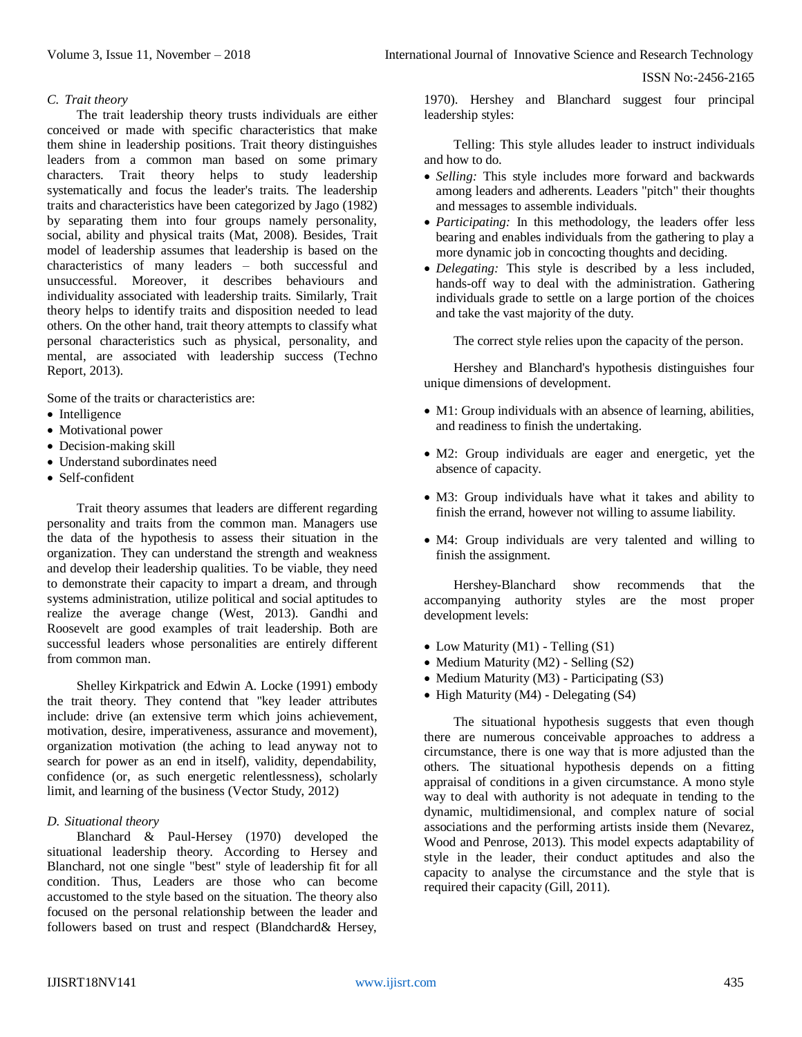### C. Trait theory

The trait leadership theory trusts individuals are either conceived or made with specific characteristics that make them shine in leadership positions. Trait theory distinguishes leaders from a common man based on some primary characters. Trait theory helps to study leadership systematically and focus the leader's traits. The leadership traits and characteristics have been categorized by Jago (1982) by separating them into four groups namely personality, social, ability and physical traits (Mat, 2008). Besides, Trait model of leadership assumes that leadership is based on the characteristics of many leaders – both successful and unsuccessful. Moreover, it describes behaviours and individuality associated with leadership traits. Similarly, Trait theory helps to identify traits and disposition needed to lead others. On the other hand, trait theory attempts to classify what personal characteristics such as physical, personality, and mental, are associated with leadership success (Techno Report, 2013).

Some of the traits or characteristics are:

- Intelligence
- Motivational power
- Decision-making skill
- Understand subordinates need
- Self-confident

Trait theory assumes that leaders are different regarding personality and traits from the common man. Managers use the data of the hypothesis to assess their situation in the organization. They can understand the strength and weakness and develop their leadership qualities. To be viable, they need to demonstrate their capacity to impart a dream, and through systems administration, utilize political and social aptitudes to realize the average change (West, 2013). Gandhi and Roosevelt are good examples of trait leadership. Both are successful leaders whose personalities are entirely different from common man.

Shelley Kirkpatrick and Edwin A. Locke (1991) embody the trait theory. They contend that "key leader attributes include: drive (an extensive term which joins achievement, motivation, desire, imperativeness, assurance and movement), organization motivation (the aching to lead anyway not to search for power as an end in itself), validity, dependability, confidence (or, as such energetic relentlessness), scholarly limit, and learning of the business (Vector Study, 2012)

### D. Situational theory

Blanchard & Paul-Hersey (1970) developed the situational leadership theory. According to Hersey and Blanchard, not one single "best" style of leadership fit for all condition. Thus, Leaders are those who can become accustomed to the style based on the situation. The theory also focused on the personal relationship between the leader and followers based on trust and respect (Blandchard& Hersey, 1970). Hershey and Blanchard suggest four principal leadership styles:

Telling: This style alludes leader to instruct individuals and how to do.

- *Selling:* This style includes more forward and backwards among leaders and adherents. Leaders "pitch" their thoughts and messages to assemble individuals.
- *Participating:* In this methodology, the leaders offer less bearing and enables individuals from the gathering to play a more dynamic job in concocting thoughts and deciding.
- *Delegating:* This style is described by a less included, hands-off way to deal with the administration. Gathering individuals grade to settle on a large portion of the choices and take the vast majority of the duty.

The correct style relies upon the capacity of the person.

Hershey and Blanchard's hypothesis distinguishes four unique dimensions of development.

- M1: Group individuals with an absence of learning, abilities, and readiness to finish the undertaking.
- M2: Group individuals are eager and energetic, yet the absence of capacity.
- M3: Group individuals have what it takes and ability to finish the errand, however not willing to assume liability.
- M4: Group individuals are very talented and willing to finish the assignment.

Hershey-Blanchard show recommends that the accompanying authority styles are the most proper development levels:

- Low Maturity (M1) - Telling (S1)
- Medium Maturity (M2) - Selling (S2)
- Medium Maturity (M3) - Participating (S3)
- High Maturity (M4) - Delegating (S4)

The situational hypothesis suggests that even though there are numerous conceivable approaches to address a circumstance, there is one way that is more adjusted than the others. The situational hypothesis depends on a fitting appraisal of conditions in a given circumstance. A mono style way to deal with authority is not adequate in tending to the dynamic, multidimensional, and complex nature of social associations and the performing artists inside them (Nevarez, Wood and Penrose, 2013). This model expects adaptability of style in the leader, their conduct aptitudes and also the capacity to analyse the circumstance and the style that is required their capacity (Gill, 2011).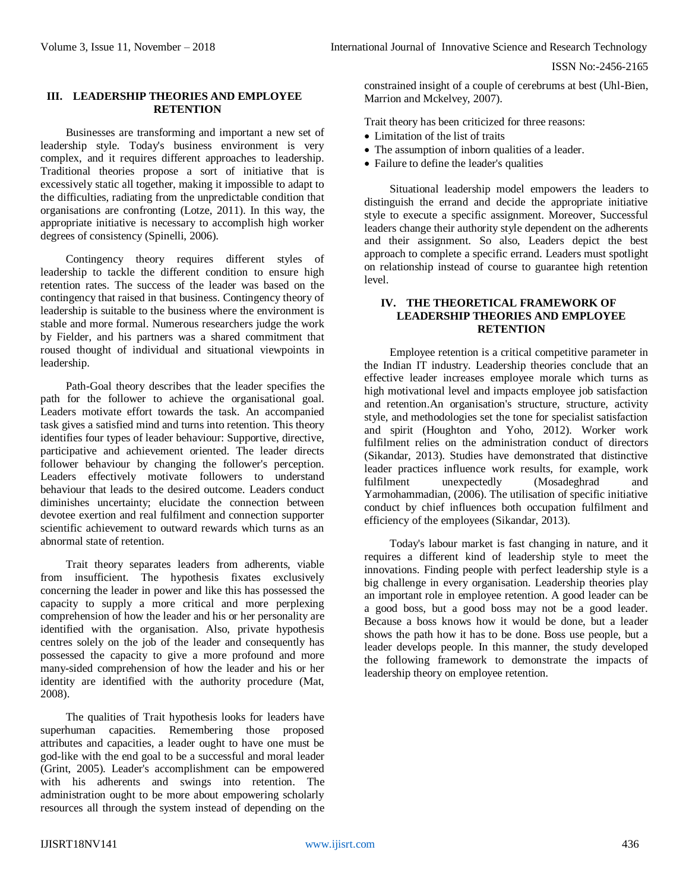## III. LEADERSHIP THEORIES AND EMPLOYEE RETENTION

Businesses are transforming and important a new set of leadership style. Today's business environment is very complex, and it requires different approaches to leadership. Traditional theories propose a sort of initiative that is excessively static all together, making it impossible to adapt to the difficulties, radiating from the unpredictable condition that organisations are confronting (Lotze, 2011). In this way, the appropriate initiative is necessary to accomplish high worker degrees of consistency (Spinelli, 2006).

Contingency theory requires different styles of leadership to tackle the different condition to ensure high retention rates. The success of the leader was based on the contingency that raised in that business. Contingency theory of leadership is suitable to the business where the environment is stable and more formal. Numerous researchers judge the work by Fielder, and his partners was a shared commitment that roused thought of individual and situational viewpoints in leadership.

Path-Goal theory describes that the leader specifies the path for the follower to achieve the organisational goal. Leaders motivate effort towards the task. An accompanied task gives a satisfied mind and turns into retention. This theory identifies four types of leader behaviour: Supportive, directive, participative and achievement oriented. The leader directs follower behaviour by changing the follower's perception. Leaders effectively motivate followers to understand behaviour that leads to the desired outcome. Leaders conduct diminishes uncertainty; elucidate the connection between devotee exertion and real fulfilment and connection supporter scientific achievement to outward rewards which turns as an abnormal state of retention.

Trait theory separates leaders from adherents, viable from insufficient. The hypothesis fixates exclusively concerning the leader in power and like this has possessed the capacity to supply a more critical and more perplexing comprehension of how the leader and his or her personality are identified with the organisation. Also, private hypothesis centres solely on the job of the leader and consequently has possessed the capacity to give a more profound and more many-sided comprehension of how the leader and his or her identity are identified with the authority procedure (Mat, 2008).

The qualities of Trait hypothesis looks for leaders have superhuman capacities. Remembering those proposed attributes and capacities, a leader ought to have one must be god-like with the end goal to be a successful and moral leader (Grint, 2005). Leader's accomplishment can be empowered with his adherents and swings into retention. The administration ought to be more about empowering scholarly resources all through the system instead of depending on the constrained insight of a couple of cerebrums at best (Uhl-Bien, Marrion and Mckelvey, 2007).

Trait theory has been criticized for three reasons:

- Limitation of the list of traits
- The assumption of inborn qualities of a leader.
- Failure to define the leader's qualities

Situational leadership model empowers the leaders to distinguish the errand and decide the appropriate initiative style to execute a specific assignment. Moreover, Successful leaders change their authority style dependent on the adherents and their assignment. So also, Leaders depict the best approach to complete a specific errand. Leaders must spotlight on relationship instead of course to guarantee high retention level.

## IV. THE THEORETICAL FRAMEWORK OF LEADERSHIP THEORIES AND EMPLOYEE RETENTION

Employee retention is a critical competitive parameter in the Indian IT industry. Leadership theories conclude that an effective leader increases employee morale which turns as high motivational level and impacts employee job satisfaction and retention.An organisation's structure, structure, activity style, and methodologies set the tone for specialist satisfaction and spirit (Houghton and Yoho, 2012). Worker work fulfilment relies on the administration conduct of directors (Sikandar, 2013). Studies have demonstrated that distinctive leader practices influence work results, for example, work fulfilment unexpectedly (Mosadeghrad and Yarmohammadian, (2006). The utilisation of specific initiative conduct by chief influences both occupation fulfilment and efficiency of the employees (Sikandar, 2013).

Today's labour market is fast changing in nature, and it requires a different kind of leadership style to meet the innovations. Finding people with perfect leadership style is a big challenge in every organisation. Leadership theories play an important role in employee retention. A good leader can be a good boss, but a good boss may not be a good leader. Because a boss knows how it would be done, but a leader shows the path how it has to be done. Boss use people, but a leader develops people. In this manner, the study developed the following framework to demonstrate the impacts of leadership theory on employee retention.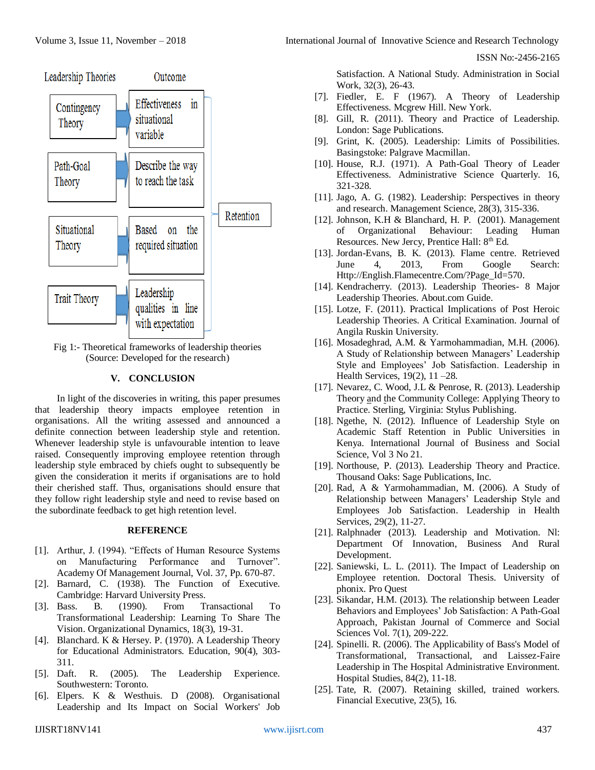| Leadership Theories | Outcome |
|---|---|
| Contingency Theory | Effectiveness in situational variable |
| Path-Goal Theory | Describe the way to reach the task |
| Situational Theory | Based on the required situation |
| Trait Theory | Leadership qualities in line with expectation |

→ Retention

Fig 1:- Theoretical frameworks of leadership theories
(Source: Developed for the research)

## V. CONCLUSION

In light of the discoveries in writing, this paper presumes that leadership theory impacts employee retention in organisations. All the writing assessed and announced a definite connection between leadership style and retention. Whenever leadership style is unfavourable intention to leave raised. Consequently improving employee retention through leadership style embraced by chiefs ought to subsequently be given the consideration it merits if organisations are to hold their cherished staff. Thus, organisations should ensure that they follow right leadership style and need to revise based on the subordinate feedback to get high retention level.

## REFERENCE

[1]. Arthur, J. (1994). "Effects of Human Resource Systems on Manufacturing Performance and Turnover". Academy Of Management Journal, Vol. 37, Pp. 670-87.

[2]. Barnard, C. (1938). The Function of Executive. Cambridge: Harvard University Press.

[3]. Bass. B. (1990). From Transactional To Transformational Leadership: Learning To Share The Vision. Organizational Dynamics, 18(3), 19-31.

[4]. Blanchard. K & Hersey. P. (1970). A Leadership Theory for Educational Administrators. Education, 90(4), 303-311.

[5]. Daft. R. (2005). The Leadership Experience. Southwestern: Toronto.

[6]. Elpers. K & Westhuis. D (2008). Organisational Leadership and Its Impact on Social Workers' Job Satisfaction. A National Study. Administration in Social Work, 32(3), 26-43.

[7]. Fiedler, E. F (1967). A Theory of Leadership Effectiveness. Mcgrew Hill. New York.

[8]. Gill, R. (2011). Theory and Practice of Leadership. London: Sage Publications.

[9]. Grint, K. (2005). Leadership: Limits of Possibilities. Basingstoke: Palgrave Macmillan.

[10]. House, R.J. (1971). A Path-Goal Theory of Leader Effectiveness. Administrative Science Quarterly. 16, 321-328.

[11]. Jago, A. G. (1982). Leadership: Perspectives in theory and research. Management Science, 28(3), 315-336.

[12]. Johnson, K.H & Blanchard, H. P. (2001). Management of Organizational Behaviour: Leading Human Resources. New Jercy, Prentice Hall: 8th Ed.

[13]. Jordan-Evans, B. K. (2013). Flame centre. Retrieved June 4, 2013, From Google Search: Http://English.Flamecentre.Com/?Page_Id=570.

[14]. Kendracherry. (2013). Leadership Theories- 8 Major Leadership Theories. About.com Guide.

[15]. Lotze, F. (2011). Practical Implications of Post Heroic Leadership Theories. A Critical Examination. Journal of Angila Ruskin University.

[16]. Mosadeghrad, A.M. & Yarmohammadian, M.H. (2006). A Study of Relationship between Managers' Leadership Style and Employees' Job Satisfaction. Leadership in Health Services, 19(2), 11 –28.

[17]. Nevarez, C. Wood, J.L & Penrose, R. (2013). Leadership Theory and the Community College: Applying Theory to Practice. Sterling, Virginia: Stylus Publishing.

[18]. Ngethe, N. (2012). Influence of Leadership Style on Academic Staff Retention in Public Universities in Kenya. International Journal of Business and Social Science, Vol 3 No 21.

[19]. Northouse, P. (2013). Leadership Theory and Practice. Thousand Oaks: Sage Publications, Inc.

[20]. Rad, A & Yarmohammadian, M. (2006). A Study of Relationship between Managers' Leadership Style and Employees Job Satisfaction. Leadership in Health Services, 29(2), 11-27.

[21]. Ralphnader (2013). Leadership and Motivation. Nl: Department Of Innovation, Business And Rural Development.

[22]. Saniewski, L. L. (2011). The Impact of Leadership on Employee retention. Doctoral Thesis. University of phonix. Pro Quest

[23]. Sikandar, H.M. (2013). The relationship between Leader Behaviors and Employees' Job Satisfaction: A Path-Goal Approach, Pakistan Journal of Commerce and Social Sciences Vol. 7(1), 209-222.

[24]. Spinelli. R. (2006). The Applicability of Bass's Model of Transformational, Transactional, and Laissez-Faire Leadership in The Hospital Administrative Environment. Hospital Studies, 84(2), 11-18.

[25]. Tate, R. (2007). Retaining skilled, trained workers. Financial Executive, 23(5), 16.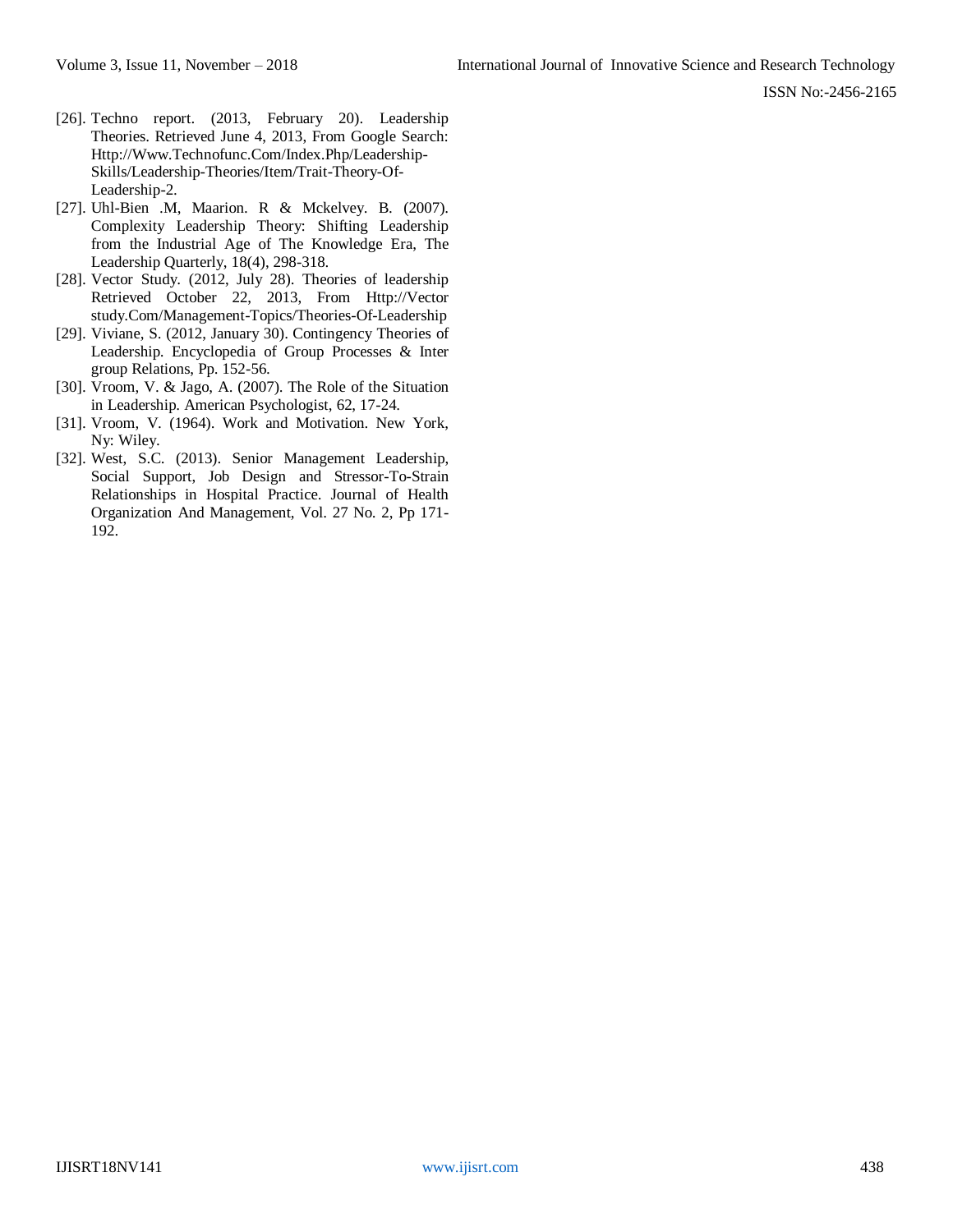[26]. Techno report. (2013, February 20). Leadership Theories. Retrieved June 4, 2013, From Google Search: Http://Www.Technofunc.Com/Index.Php/Leadership-Skills/Leadership-Theories/Item/Trait-Theory-Of-Leadership-2.

[27]. Uhl-Bien .M, Maarion. R & Mckelvey. B. (2007). Complexity Leadership Theory: Shifting Leadership from the Industrial Age of The Knowledge Era, The Leadership Quarterly, 18(4), 298-318.

[28]. Vector Study. (2012, July 28). Theories of leadership Retrieved October 22, 2013, From Http://Vector study.Com/Management-Topics/Theories-Of-Leadership

[29]. Viviane, S. (2012, January 30). Contingency Theories of Leadership. Encyclopedia of Group Processes & Inter group Relations, Pp. 152-56.

[30]. Vroom, V. & Jago, A. (2007). The Role of the Situation in Leadership. American Psychologist, 62, 17-24.

[31]. Vroom, V. (1964). Work and Motivation. New York, Ny: Wiley.

[32]. West, S.C. (2013). Senior Management Leadership, Social Support, Job Design and Stressor-To-Strain Relationships in Hospital Practice. Journal of Health Organization And Management, Vol. 27 No. 2, Pp 171-192.